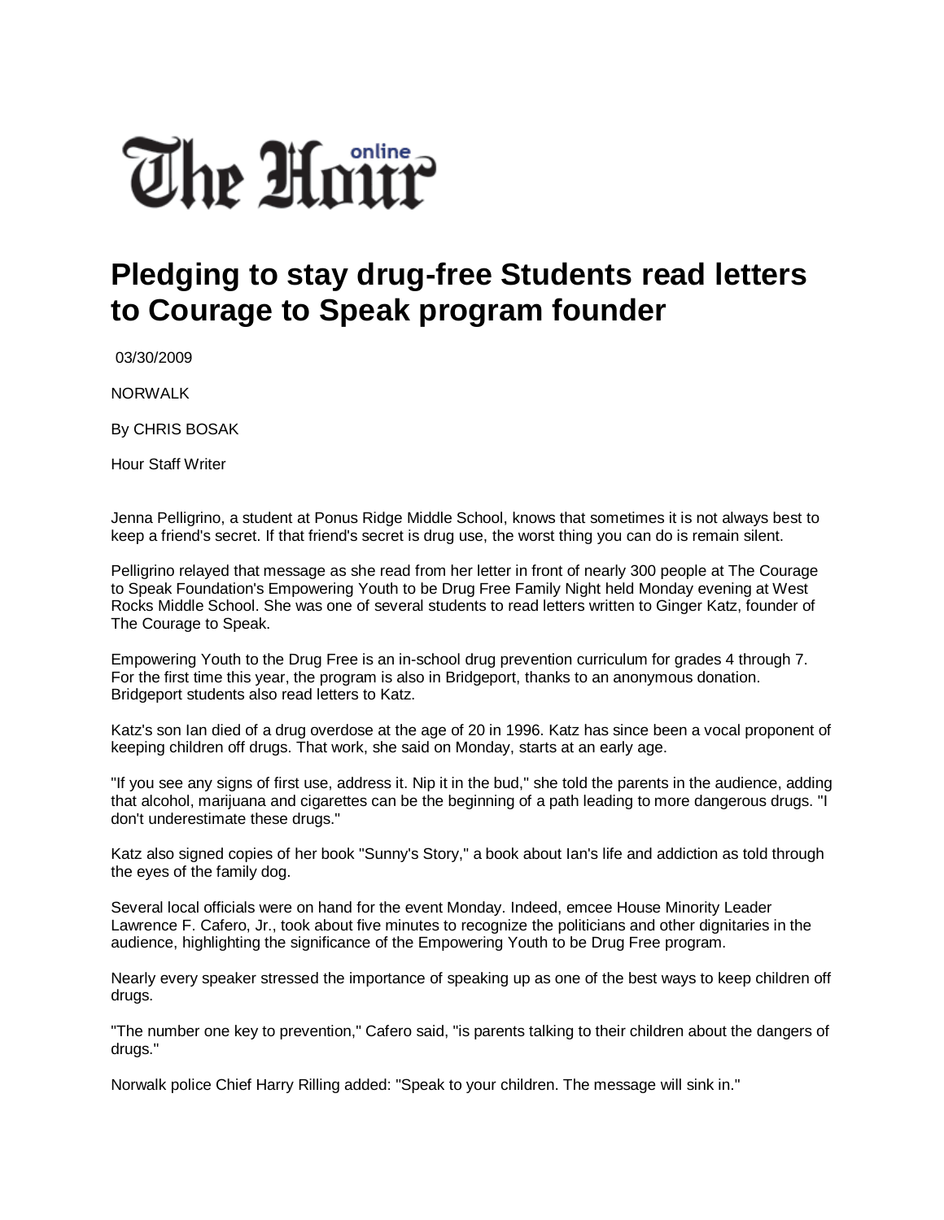The Hour online

# Pledging to stay drug-free Students read letters to Courage to Speak program founder

03/30/2009

NORWALK

By CHRIS BOSAK

Hour Staff Writer

Jenna Pelligrino, a student at Ponus Ridge Middle School, knows that sometimes it is not always best to keep a friend's secret. If that friend's secret is drug use, the worst thing you can do is remain silent.

Pelligrino relayed that message as she read from her letter in front of nearly 300 people at The Courage to Speak Foundation's Empowering Youth to be Drug Free Family Night held Monday evening at West Rocks Middle School. She was one of several students to read letters written to Ginger Katz, founder of The Courage to Speak.

Empowering Youth to the Drug Free is an in-school drug prevention curriculum for grades 4 through 7. For the first time this year, the program is also in Bridgeport, thanks to an anonymous donation. Bridgeport students also read letters to Katz.

Katz's son Ian died of a drug overdose at the age of 20 in 1996. Katz has since been a vocal proponent of keeping children off drugs. That work, she said on Monday, starts at an early age.

"If you see any signs of first use, address it. Nip it in the bud," she told the parents in the audience, adding that alcohol, marijuana and cigarettes can be the beginning of a path leading to more dangerous drugs. "I don't underestimate these drugs."

Katz also signed copies of her book "Sunny's Story," a book about Ian's life and addiction as told through the eyes of the family dog.

Several local officials were on hand for the event Monday. Indeed, emcee House Minority Leader Lawrence F. Cafero, Jr., took about five minutes to recognize the politicians and other dignitaries in the audience, highlighting the significance of the Empowering Youth to be Drug Free program.

Nearly every speaker stressed the importance of speaking up as one of the best ways to keep children off drugs.

"The number one key to prevention," Cafero said, "is parents talking to their children about the dangers of drugs."

Norwalk police Chief Harry Rilling added: "Speak to your children. The message will sink in."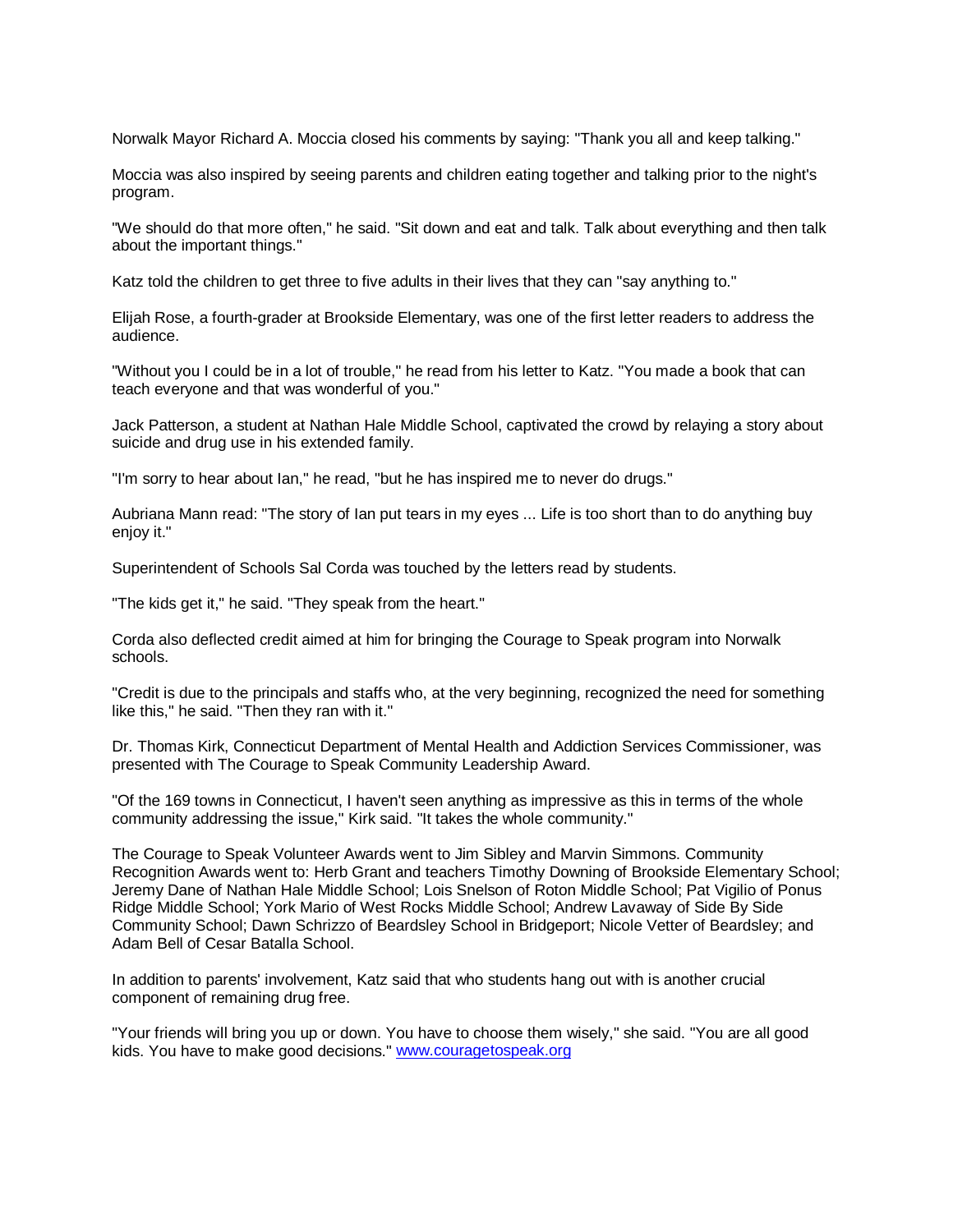Norwalk Mayor Richard A. Moccia closed his comments by saying: "Thank you all and keep talking."

Moccia was also inspired by seeing parents and children eating together and talking prior to the night's program.

"We should do that more often," he said. "Sit down and eat and talk. Talk about everything and then talk about the important things."

Katz told the children to get three to five adults in their lives that they can "say anything to."

Elijah Rose, a fourth-grader at Brookside Elementary, was one of the first letter readers to address the audience.

"Without you I could be in a lot of trouble," he read from his letter to Katz. "You made a book that can teach everyone and that was wonderful of you."

Jack Patterson, a student at Nathan Hale Middle School, captivated the crowd by relaying a story about suicide and drug use in his extended family.

"I'm sorry to hear about Ian," he read, "but he has inspired me to never do drugs."

Aubriana Mann read: "The story of Ian put tears in my eyes ... Life is too short than to do anything buy enjoy it."

Superintendent of Schools Sal Corda was touched by the letters read by students.

"The kids get it," he said. "They speak from the heart."

Corda also deflected credit aimed at him for bringing the Courage to Speak program into Norwalk schools.

"Credit is due to the principals and staffs who, at the very beginning, recognized the need for something like this," he said. "Then they ran with it."

Dr. Thomas Kirk, Connecticut Department of Mental Health and Addiction Services Commissioner, was presented with The Courage to Speak Community Leadership Award.

"Of the 169 towns in Connecticut, I haven't seen anything as impressive as this in terms of the whole community addressing the issue," Kirk said. "It takes the whole community."

The Courage to Speak Volunteer Awards went to Jim Sibley and Marvin Simmons. Community Recognition Awards went to: Herb Grant and teachers Timothy Downing of Brookside Elementary School; Jeremy Dane of Nathan Hale Middle School; Lois Snelson of Roton Middle School; Pat Vigilio of Ponus Ridge Middle School; York Mario of West Rocks Middle School; Andrew Lavaway of Side By Side Community School; Dawn Schrizzo of Beardsley School in Bridgeport; Nicole Vetter of Beardsley; and Adam Bell of Cesar Batalla School.

In addition to parents' involvement, Katz said that who students hang out with is another crucial component of remaining drug free.

"Your friends will bring you up or down. You have to choose them wisely," she said. "You are all good kids. You have to make good decisions." www.couragetospeak.org